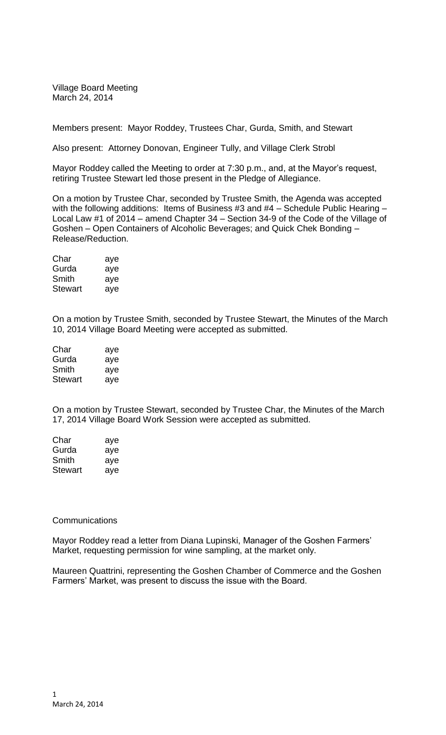Village Board Meeting
March 24, 2014

Members present: Mayor Roddey, Trustees Char, Gurda, Smith, and Stewart

Also present: Attorney Donovan, Engineer Tully, and Village Clerk Strobl

Mayor Roddey called the Meeting to order at 7:30 p.m., and, at the Mayor's request, retiring Trustee Stewart led those present in the Pledge of Allegiance.

On a motion by Trustee Char, seconded by Trustee Smith, the Agenda was accepted with the following additions: Items of Business #3 and #4 – Schedule Public Hearing – Local Law #1 of 2014 – amend Chapter 34 – Section 34-9 of the Code of the Village of Goshen – Open Containers of Alcoholic Beverages; and Quick Chek Bonding – Release/Reduction.

| | |
|---|---|
| Char | aye |
| Gurda | aye |
| Smith | aye |
| Stewart | aye |

On a motion by Trustee Smith, seconded by Trustee Stewart, the Minutes of the March 10, 2014 Village Board Meeting were accepted as submitted.

| | |
|---|---|
| Char | aye |
| Gurda | aye |
| Smith | aye |
| Stewart | aye |

On a motion by Trustee Stewart, seconded by Trustee Char, the Minutes of the March 17, 2014 Village Board Work Session were accepted as submitted.

| | |
|---|---|
| Char | aye |
| Gurda | aye |
| Smith | aye |
| Stewart | aye |

Communications

Mayor Roddey read a letter from Diana Lupinski, Manager of the Goshen Farmers' Market, requesting permission for wine sampling, at the market only.

Maureen Quattrini, representing the Goshen Chamber of Commerce and the Goshen Farmers' Market, was present to discuss the issue with the Board.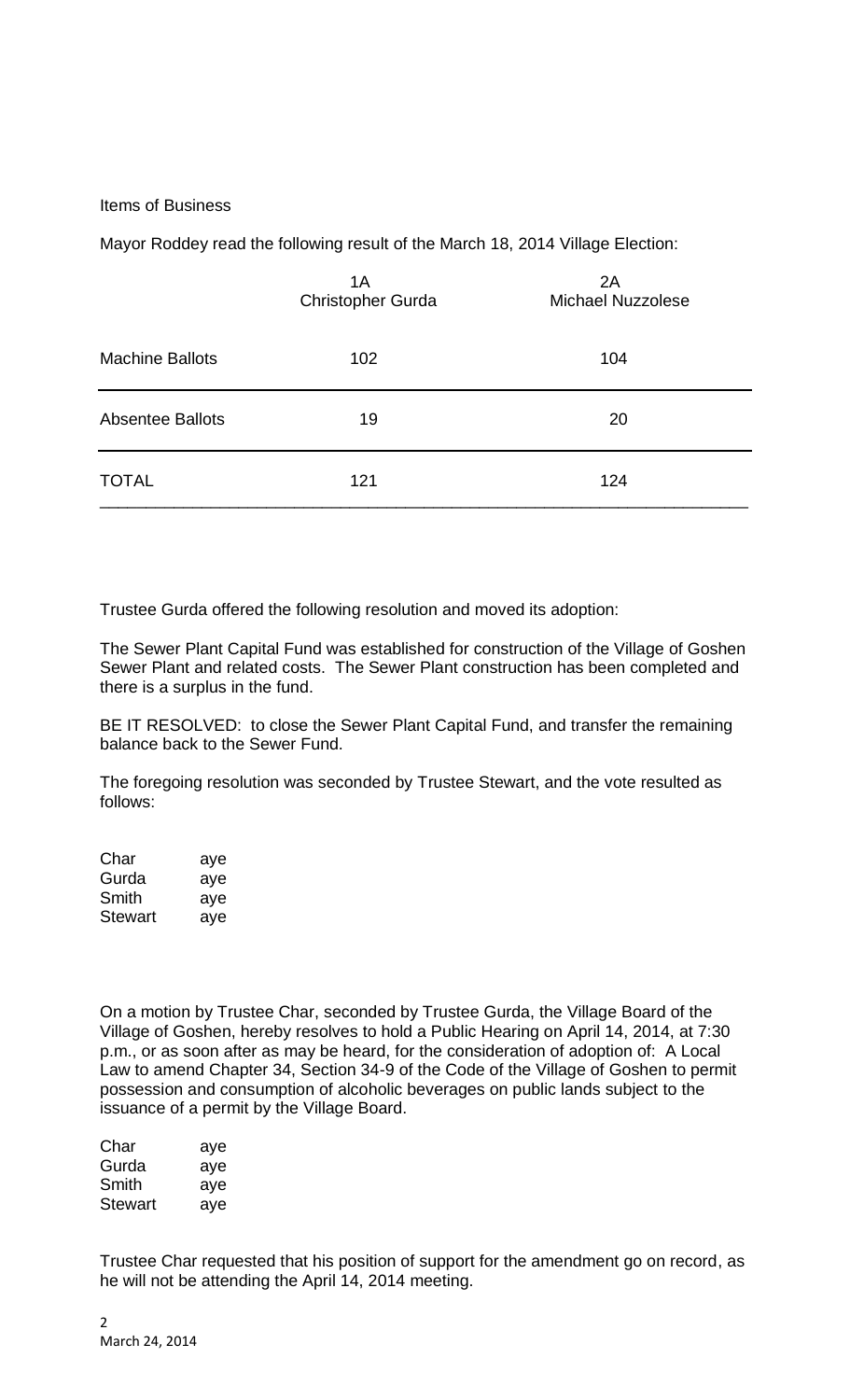Items of Business

Mayor Roddey read the following result of the March 18, 2014 Village Election:

| | 1A<br>Christopher Gurda | 2A<br>Michael Nuzzolese |
|---|---|---|
| Machine Ballots | 102 | 104 |
| Absentee Ballots | 19 | 20 |
| TOTAL | 121 | 124 |

Trustee Gurda offered the following resolution and moved its adoption:

The Sewer Plant Capital Fund was established for construction of the Village of Goshen Sewer Plant and related costs. The Sewer Plant construction has been completed and there is a surplus in the fund.

BE IT RESOLVED: to close the Sewer Plant Capital Fund, and transfer the remaining balance back to the Sewer Fund.

The foregoing resolution was seconded by Trustee Stewart, and the vote resulted as follows:

Char aye
Gurda aye
Smith aye
Stewart aye

On a motion by Trustee Char, seconded by Trustee Gurda, the Village Board of the Village of Goshen, hereby resolves to hold a Public Hearing on April 14, 2014, at 7:30 p.m., or as soon after as may be heard, for the consideration of adoption of: A Local Law to amend Chapter 34, Section 34-9 of the Code of the Village of Goshen to permit possession and consumption of alcoholic beverages on public lands subject to the issuance of a permit by the Village Board.

Char aye
Gurda aye
Smith aye
Stewart aye

Trustee Char requested that his position of support for the amendment go on record, as he will not be attending the April 14, 2014 meeting.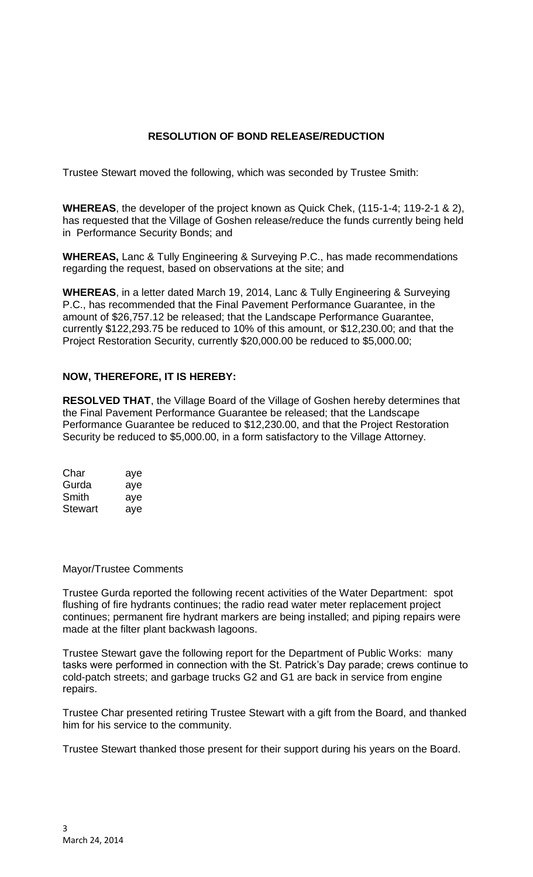## RESOLUTION OF BOND RELEASE/REDUCTION

Trustee Stewart moved the following, which was seconded by Trustee Smith:

**WHEREAS**, the developer of the project known as Quick Chek, (115-1-4; 119-2-1 & 2), has requested that the Village of Goshen release/reduce the funds currently being held in Performance Security Bonds; and

**WHEREAS,** Lanc & Tully Engineering & Surveying P.C., has made recommendations regarding the request, based on observations at the site; and

**WHEREAS**, in a letter dated March 19, 2014, Lanc & Tully Engineering & Surveying P.C., has recommended that the Final Pavement Performance Guarantee, in the amount of $26,757.12 be released; that the Landscape Performance Guarantee, currently $122,293.75 be reduced to 10% of this amount, or $12,230.00; and that the Project Restoration Security, currently $20,000.00 be reduced to $5,000.00;

**NOW, THEREFORE, IT IS HEREBY:**

**RESOLVED THAT**, the Village Board of the Village of Goshen hereby determines that the Final Pavement Performance Guarantee be released; that the Landscape Performance Guarantee be reduced to $12,230.00, and that the Project Restoration Security be reduced to $5,000.00, in a form satisfactory to the Village Attorney.

| | |
|---|---|
| Char | aye |
| Gurda | aye |
| Smith | aye |
| Stewart | aye |

Mayor/Trustee Comments

Trustee Gurda reported the following recent activities of the Water Department: spot flushing of fire hydrants continues; the radio read water meter replacement project continues; permanent fire hydrant markers are being installed; and piping repairs were made at the filter plant backwash lagoons.

Trustee Stewart gave the following report for the Department of Public Works: many tasks were performed in connection with the St. Patrick's Day parade; crews continue to cold-patch streets; and garbage trucks G2 and G1 are back in service from engine repairs.

Trustee Char presented retiring Trustee Stewart with a gift from the Board, and thanked him for his service to the community.

Trustee Stewart thanked those present for their support during his years on the Board.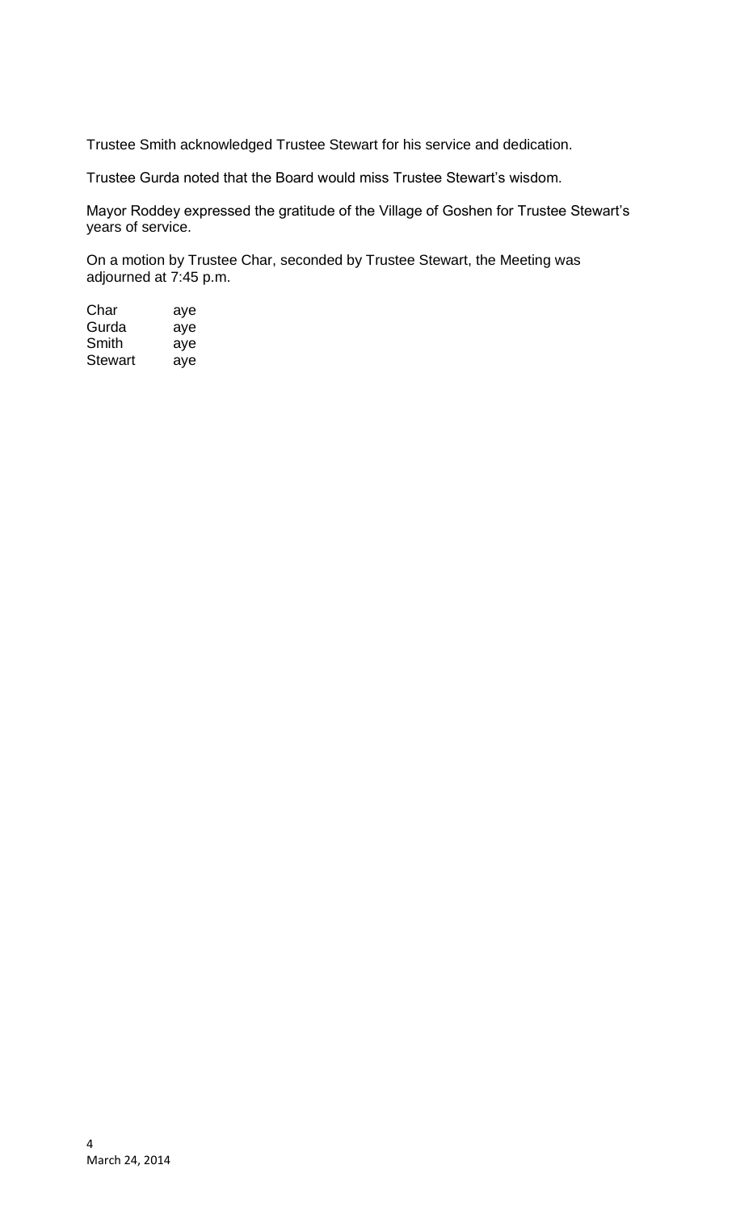Trustee Smith acknowledged Trustee Stewart for his service and dedication.

Trustee Gurda noted that the Board would miss Trustee Stewart's wisdom.

Mayor Roddey expressed the gratitude of the Village of Goshen for Trustee Stewart's years of service.

On a motion by Trustee Char, seconded by Trustee Stewart, the Meeting was adjourned at 7:45 p.m.

| | |
|---|---|
| Char | aye |
| Gurda | aye |
| Smith | aye |
| Stewart | aye |